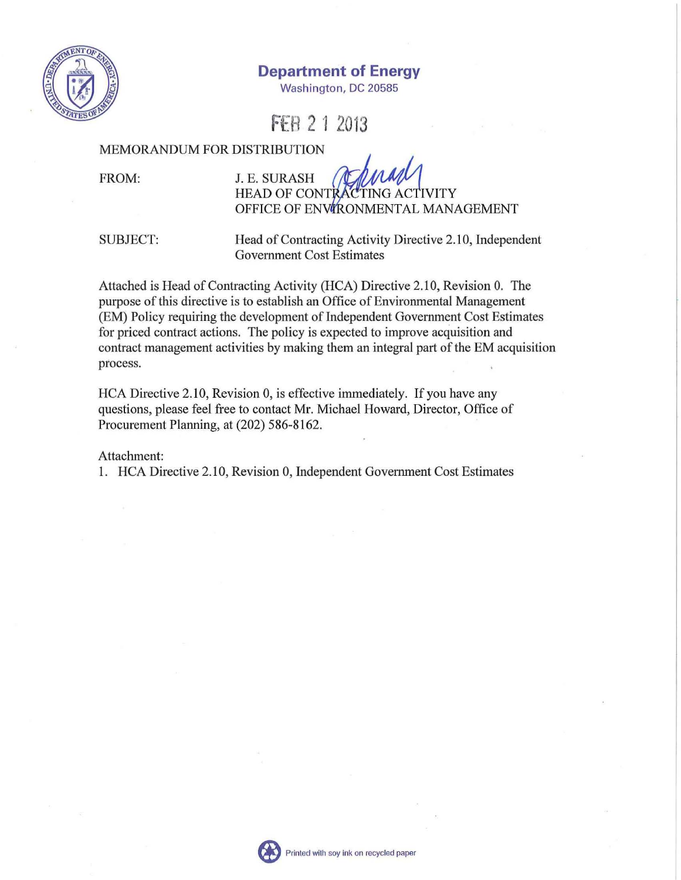**Department of Energy**
Washington, DC 20585

FEB 2 1 2013

MEMORANDUM FOR DISTRIBUTION

FROM: J. E. SURASH
HEAD OF CONTRACTING ACTIVITY
OFFICE OF ENVIRONMENTAL MANAGEMENT

SUBJECT: Head of Contracting Activity Directive 2.10, Independent Government Cost Estimates

Attached is Head of Contracting Activity (HCA) Directive 2.10, Revision 0. The purpose of this directive is to establish an Office of Environmental Management (EM) Policy requiring the development of Independent Government Cost Estimates for priced contract actions. The policy is expected to improve acquisition and contract management activities by making them an integral part of the EM acquisition process.

HCA Directive 2.10, Revision 0, is effective immediately. If you have any questions, please feel free to contact Mr. Michael Howard, Director, Office of Procurement Planning, at (202) 586-8162.

Attachment:
1. HCA Directive 2.10, Revision 0, Independent Government Cost Estimates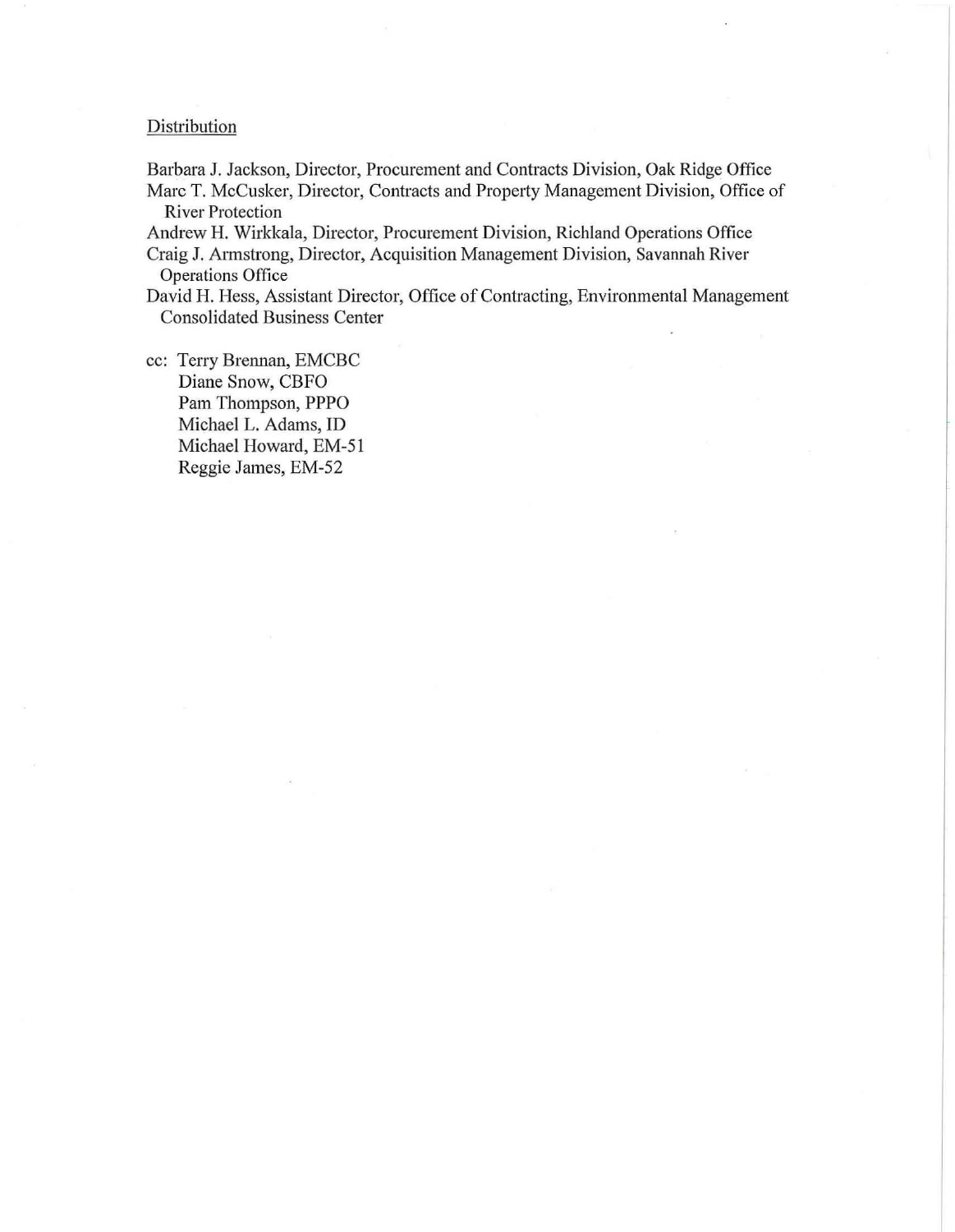Distribution

Barbara J. Jackson, Director, Procurement and Contracts Division, Oak Ridge Office
Marc T. McCusker, Director, Contracts and Property Management Division, Office of River Protection
Andrew H. Wirkkala, Director, Procurement Division, Richland Operations Office
Craig J. Armstrong, Director, Acquisition Management Division, Savannah River Operations Office
David H. Hess, Assistant Director, Office of Contracting, Environmental Management Consolidated Business Center

cc: Terry Brennan, EMCBC
Diane Snow, CBFO
Pam Thompson, PPPO
Michael L. Adams, ID
Michael Howard, EM-51
Reggie James, EM-52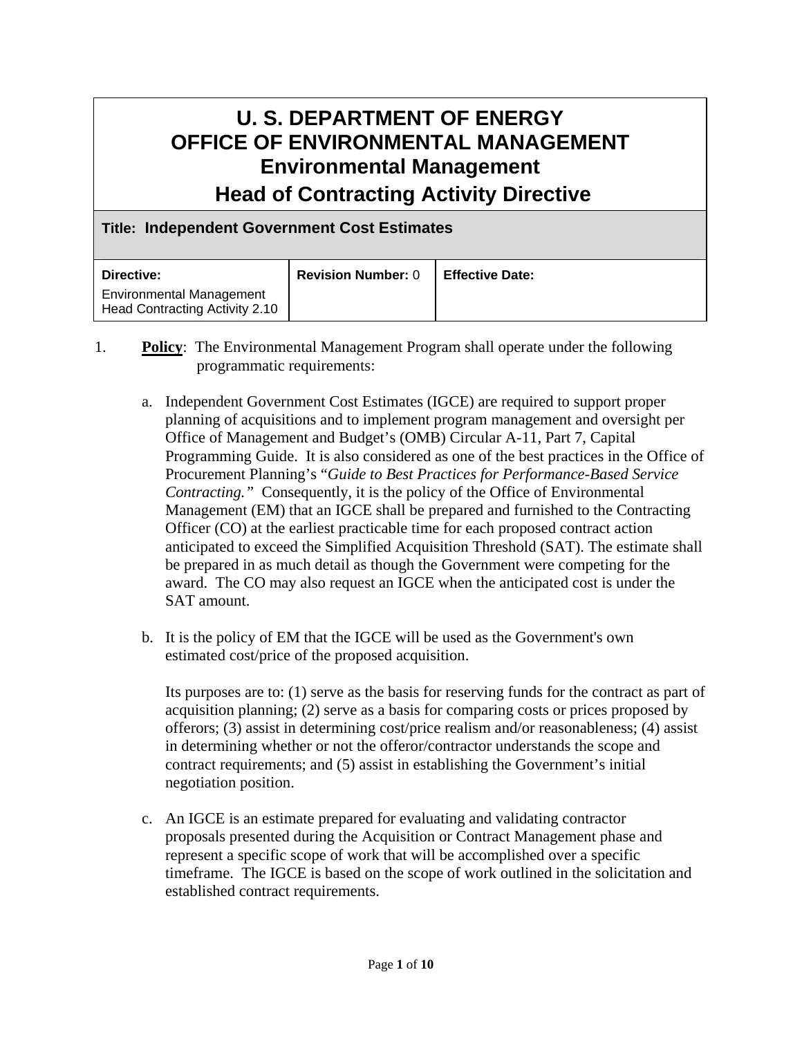# U. S. DEPARTMENT OF ENERGY
# OFFICE OF ENVIRONMENTAL MANAGEMENT
## Environmental Management
## Head of Contracting Activity Directive

| **Title: Independent Government Cost Estimates** | | |
|---|---|---|
| **Directive:** Environmental Management Head Contracting Activity 2.10 | **Revision Number:** 0 | **Effective Date:** |

1. **Policy**: The Environmental Management Program shall operate under the following programmatic requirements:

   a. Independent Government Cost Estimates (IGCE) are required to support proper planning of acquisitions and to implement program management and oversight per Office of Management and Budget's (OMB) Circular A-11, Part 7, Capital Programming Guide. It is also considered as one of the best practices in the Office of Procurement Planning's "*Guide to Best Practices for Performance-Based Service Contracting.*" Consequently, it is the policy of the Office of Environmental Management (EM) that an IGCE shall be prepared and furnished to the Contracting Officer (CO) at the earliest practicable time for each proposed contract action anticipated to exceed the Simplified Acquisition Threshold (SAT). The estimate shall be prepared in as much detail as though the Government were competing for the award. The CO may also request an IGCE when the anticipated cost is under the SAT amount.

   b. It is the policy of EM that the IGCE will be used as the Government's own estimated cost/price of the proposed acquisition.

      Its purposes are to: (1) serve as the basis for reserving funds for the contract as part of acquisition planning; (2) serve as a basis for comparing costs or prices proposed by offerors; (3) assist in determining cost/price realism and/or reasonableness; (4) assist in determining whether or not the offeror/contractor understands the scope and contract requirements; and (5) assist in establishing the Government's initial negotiation position.

   c. An IGCE is an estimate prepared for evaluating and validating contractor proposals presented during the Acquisition or Contract Management phase and represent a specific scope of work that will be accomplished over a specific timeframe. The IGCE is based on the scope of work outlined in the solicitation and established contract requirements.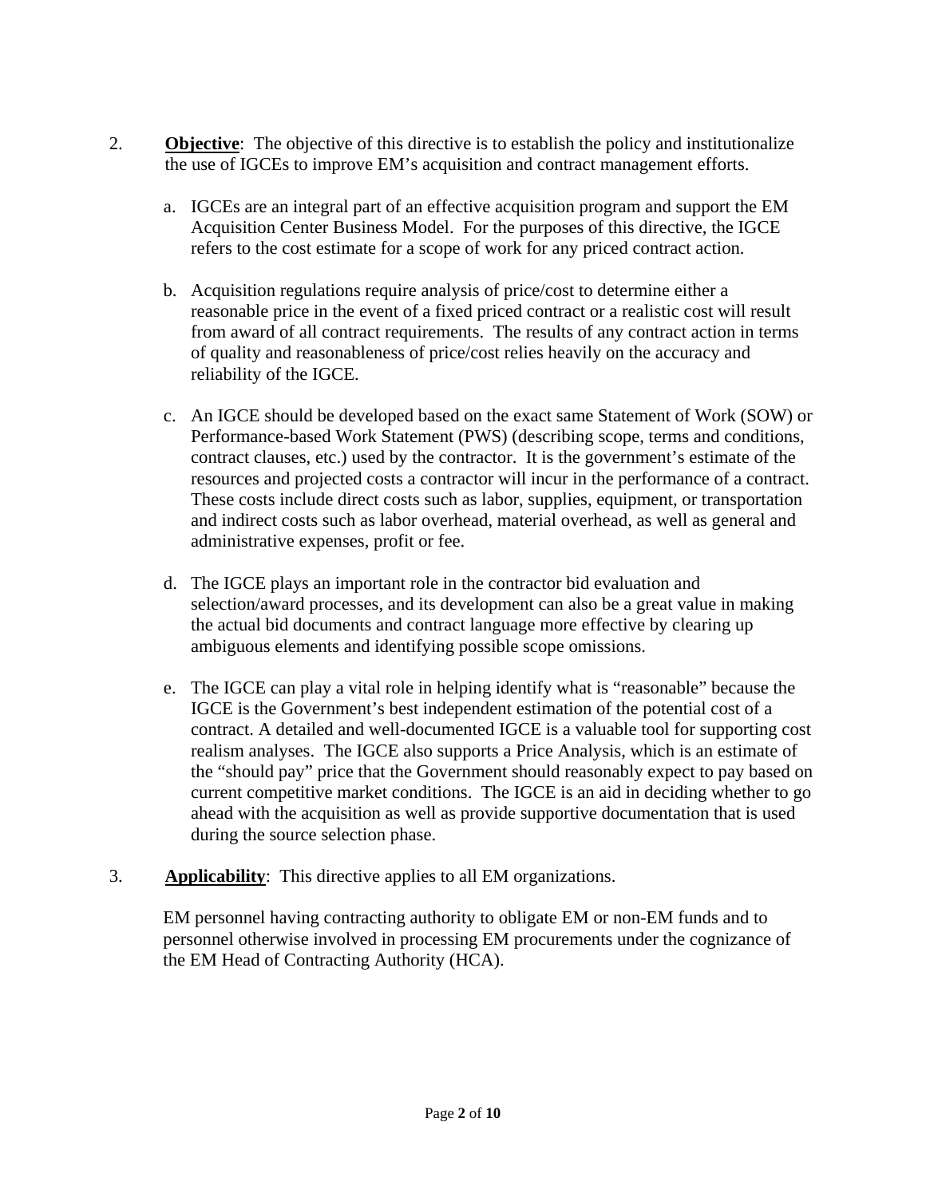2. **Objective**: The objective of this directive is to establish the policy and institutionalize the use of IGCEs to improve EM's acquisition and contract management efforts.

   a. IGCEs are an integral part of an effective acquisition program and support the EM Acquisition Center Business Model. For the purposes of this directive, the IGCE refers to the cost estimate for a scope of work for any priced contract action.

   b. Acquisition regulations require analysis of price/cost to determine either a reasonable price in the event of a fixed priced contract or a realistic cost will result from award of all contract requirements. The results of any contract action in terms of quality and reasonableness of price/cost relies heavily on the accuracy and reliability of the IGCE.

   c. An IGCE should be developed based on the exact same Statement of Work (SOW) or Performance-based Work Statement (PWS) (describing scope, terms and conditions, contract clauses, etc.) used by the contractor. It is the government's estimate of the resources and projected costs a contractor will incur in the performance of a contract. These costs include direct costs such as labor, supplies, equipment, or transportation and indirect costs such as labor overhead, material overhead, as well as general and administrative expenses, profit or fee.

   d. The IGCE plays an important role in the contractor bid evaluation and selection/award processes, and its development can also be a great value in making the actual bid documents and contract language more effective by clearing up ambiguous elements and identifying possible scope omissions.

   e. The IGCE can play a vital role in helping identify what is "reasonable" because the IGCE is the Government's best independent estimation of the potential cost of a contract. A detailed and well-documented IGCE is a valuable tool for supporting cost realism analyses. The IGCE also supports a Price Analysis, which is an estimate of the "should pay" price that the Government should reasonably expect to pay based on current competitive market conditions. The IGCE is an aid in deciding whether to go ahead with the acquisition as well as provide supportive documentation that is used during the source selection phase.

3. **Applicability**: This directive applies to all EM organizations.

   EM personnel having contracting authority to obligate EM or non-EM funds and to personnel otherwise involved in processing EM procurements under the cognizance of the EM Head of Contracting Authority (HCA).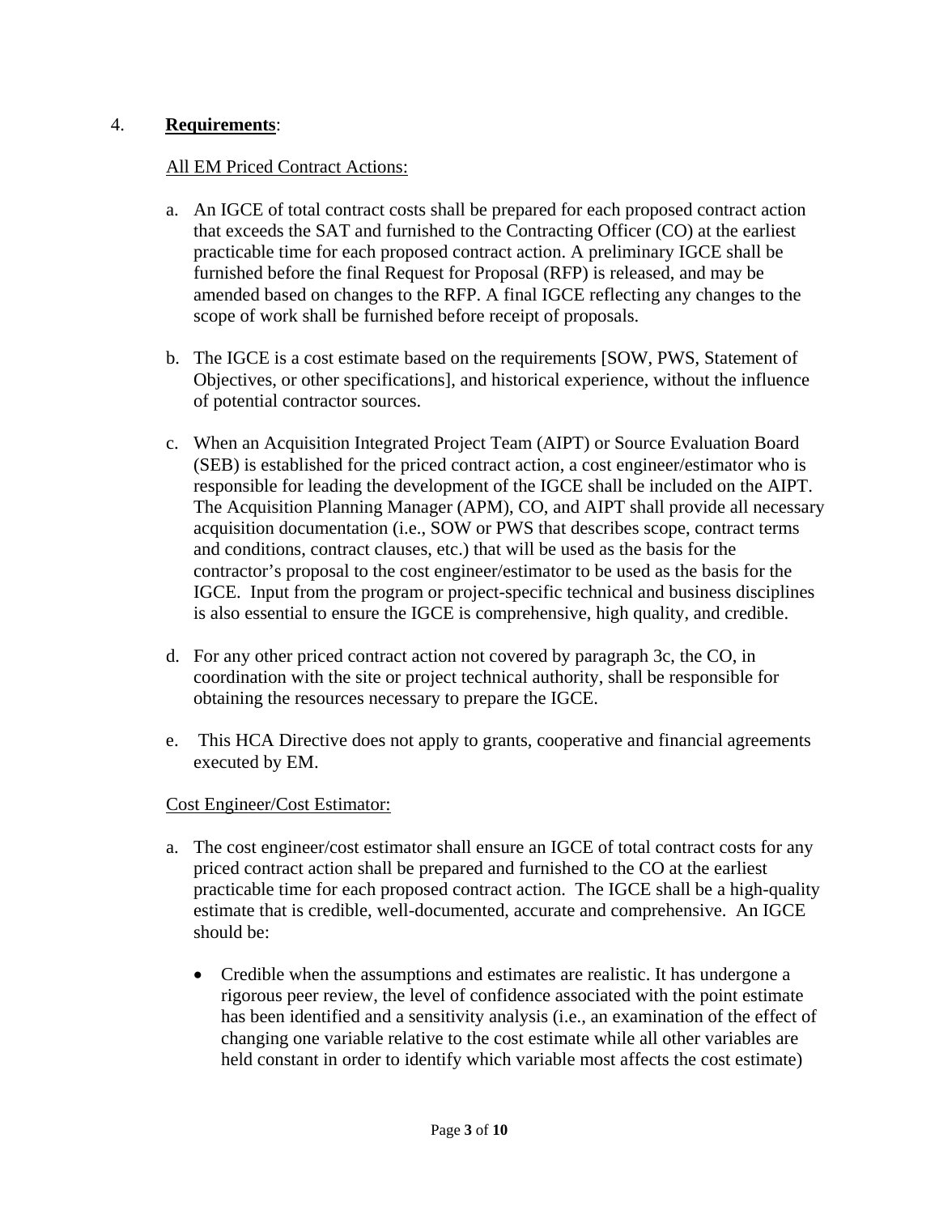4. **Requirements**:

All EM Priced Contract Actions:

a. An IGCE of total contract costs shall be prepared for each proposed contract action that exceeds the SAT and furnished to the Contracting Officer (CO) at the earliest practicable time for each proposed contract action. A preliminary IGCE shall be furnished before the final Request for Proposal (RFP) is released, and may be amended based on changes to the RFP. A final IGCE reflecting any changes to the scope of work shall be furnished before receipt of proposals.

b. The IGCE is a cost estimate based on the requirements [SOW, PWS, Statement of Objectives, or other specifications], and historical experience, without the influence of potential contractor sources.

c. When an Acquisition Integrated Project Team (AIPT) or Source Evaluation Board (SEB) is established for the priced contract action, a cost engineer/estimator who is responsible for leading the development of the IGCE shall be included on the AIPT. The Acquisition Planning Manager (APM), CO, and AIPT shall provide all necessary acquisition documentation (i.e., SOW or PWS that describes scope, contract terms and conditions, contract clauses, etc.) that will be used as the basis for the contractor's proposal to the cost engineer/estimator to be used as the basis for the IGCE. Input from the program or project-specific technical and business disciplines is also essential to ensure the IGCE is comprehensive, high quality, and credible.

d. For any other priced contract action not covered by paragraph 3c, the CO, in coordination with the site or project technical authority, shall be responsible for obtaining the resources necessary to prepare the IGCE.

e. This HCA Directive does not apply to grants, cooperative and financial agreements executed by EM.

Cost Engineer/Cost Estimator:

a. The cost engineer/cost estimator shall ensure an IGCE of total contract costs for any priced contract action shall be prepared and furnished to the CO at the earliest practicable time for each proposed contract action. The IGCE shall be a high-quality estimate that is credible, well-documented, accurate and comprehensive. An IGCE should be:

   - Credible when the assumptions and estimates are realistic. It has undergone a rigorous peer review, the level of confidence associated with the point estimate has been identified and a sensitivity analysis (i.e., an examination of the effect of changing one variable relative to the cost estimate while all other variables are held constant in order to identify which variable most affects the cost estimate)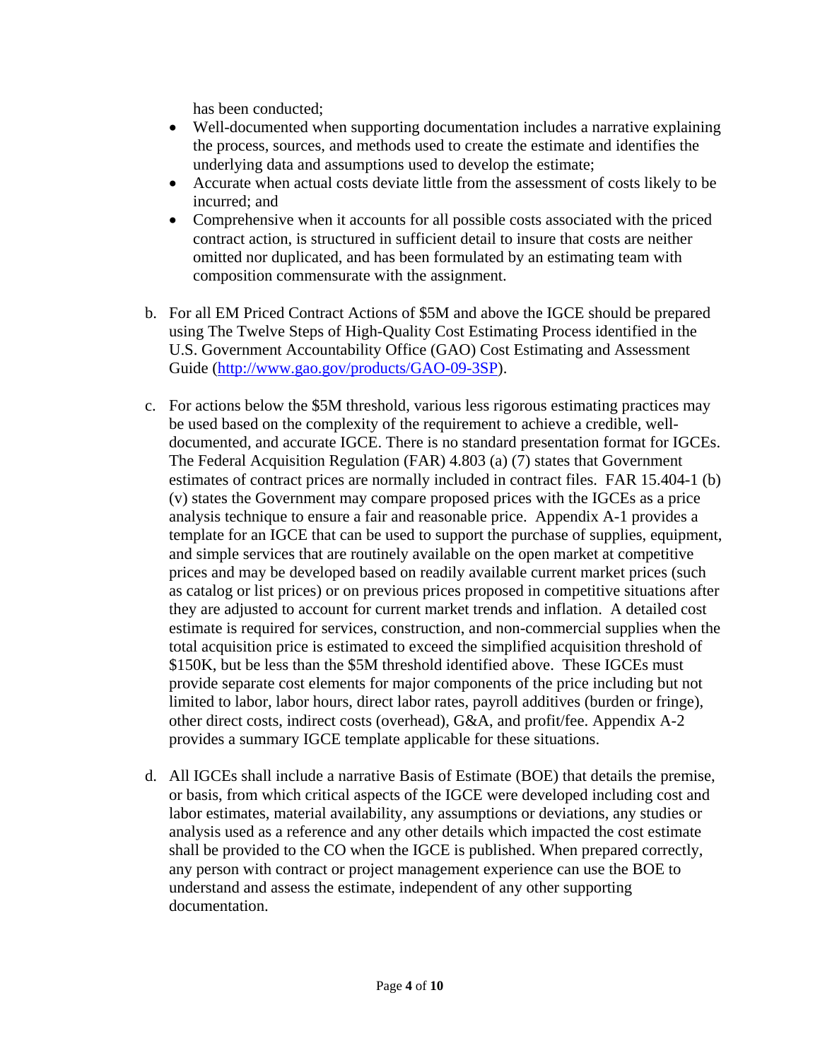has been conducted;

- Well-documented when supporting documentation includes a narrative explaining the process, sources, and methods used to create the estimate and identifies the underlying data and assumptions used to develop the estimate;
- Accurate when actual costs deviate little from the assessment of costs likely to be incurred; and
- Comprehensive when it accounts for all possible costs associated with the priced contract action, is structured in sufficient detail to insure that costs are neither omitted nor duplicated, and has been formulated by an estimating team with composition commensurate with the assignment.

b. For all EM Priced Contract Actions of $5M and above the IGCE should be prepared using The Twelve Steps of High-Quality Cost Estimating Process identified in the U.S. Government Accountability Office (GAO) Cost Estimating and Assessment Guide (http://www.gao.gov/products/GAO-09-3SP).

c. For actions below the $5M threshold, various less rigorous estimating practices may be used based on the complexity of the requirement to achieve a credible, well-documented, and accurate IGCE. There is no standard presentation format for IGCEs. The Federal Acquisition Regulation (FAR) 4.803 (a) (7) states that Government estimates of contract prices are normally included in contract files. FAR 15.404-1 (b) (v) states the Government may compare proposed prices with the IGCEs as a price analysis technique to ensure a fair and reasonable price. Appendix A-1 provides a template for an IGCE that can be used to support the purchase of supplies, equipment, and simple services that are routinely available on the open market at competitive prices and may be developed based on readily available current market prices (such as catalog or list prices) or on previous prices proposed in competitive situations after they are adjusted to account for current market trends and inflation. A detailed cost estimate is required for services, construction, and non-commercial supplies when the total acquisition price is estimated to exceed the simplified acquisition threshold of $150K, but be less than the $5M threshold identified above. These IGCEs must provide separate cost elements for major components of the price including but not limited to labor, labor hours, direct labor rates, payroll additives (burden or fringe), other direct costs, indirect costs (overhead), G&A, and profit/fee. Appendix A-2 provides a summary IGCE template applicable for these situations.

d. All IGCEs shall include a narrative Basis of Estimate (BOE) that details the premise, or basis, from which critical aspects of the IGCE were developed including cost and labor estimates, material availability, any assumptions or deviations, any studies or analysis used as a reference and any other details which impacted the cost estimate shall be provided to the CO when the IGCE is published. When prepared correctly, any person with contract or project management experience can use the BOE to understand and assess the estimate, independent of any other supporting documentation.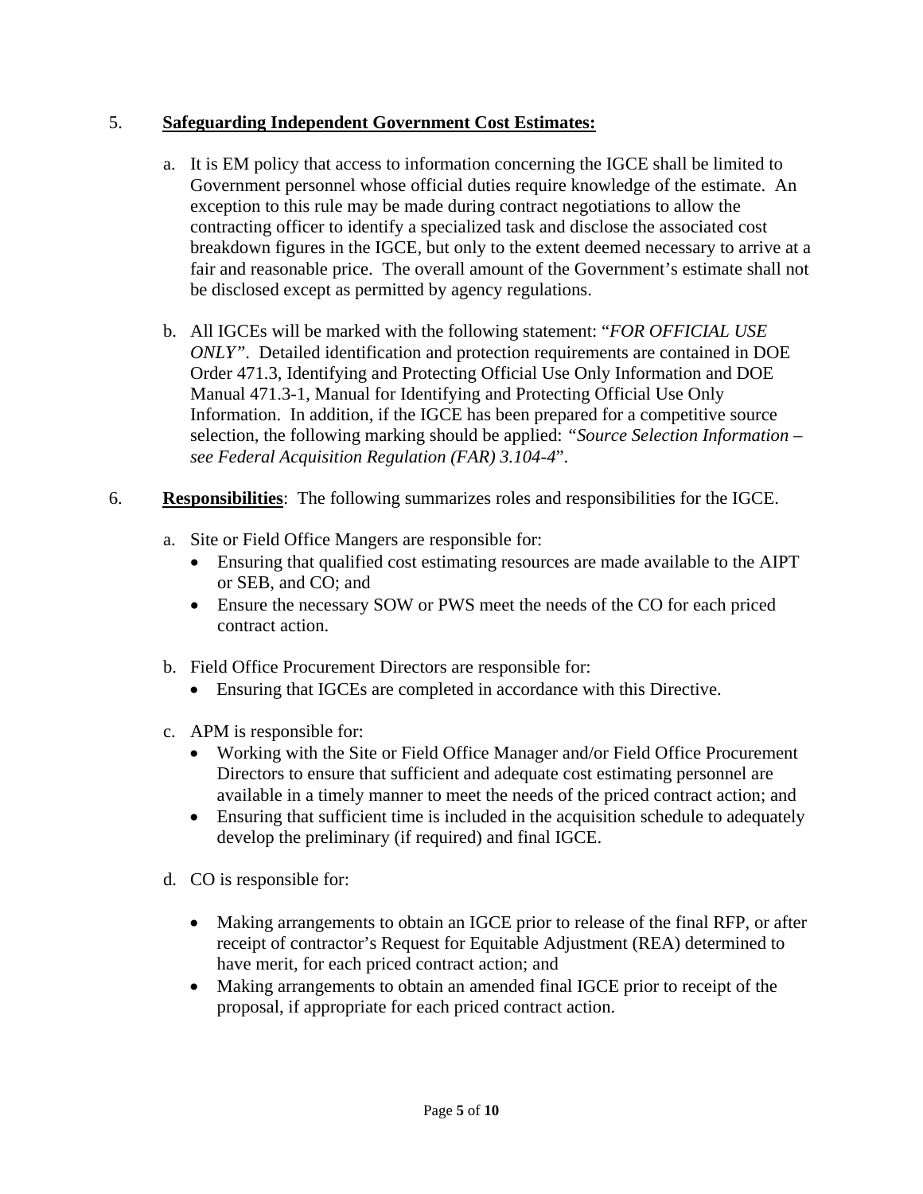5. **Safeguarding Independent Government Cost Estimates:**

   a. It is EM policy that access to information concerning the IGCE shall be limited to Government personnel whose official duties require knowledge of the estimate. An exception to this rule may be made during contract negotiations to allow the contracting officer to identify a specialized task and disclose the associated cost breakdown figures in the IGCE, but only to the extent deemed necessary to arrive at a fair and reasonable price. The overall amount of the Government's estimate shall not be disclosed except as permitted by agency regulations.

   b. All IGCEs will be marked with the following statement: "*FOR OFFICIAL USE ONLY*". Detailed identification and protection requirements are contained in DOE Order 471.3, Identifying and Protecting Official Use Only Information and DOE Manual 471.3-1, Manual for Identifying and Protecting Official Use Only Information. In addition, if the IGCE has been prepared for a competitive source selection, the following marking should be applied: *"Source Selection Information – see Federal Acquisition Regulation (FAR) 3.104-4*".

6. **Responsibilities**: The following summarizes roles and responsibilities for the IGCE.

   a. Site or Field Office Mangers are responsible for:
      - Ensuring that qualified cost estimating resources are made available to the AIPT or SEB, and CO; and
      - Ensure the necessary SOW or PWS meet the needs of the CO for each priced contract action.

   b. Field Office Procurement Directors are responsible for:
      - Ensuring that IGCEs are completed in accordance with this Directive.

   c. APM is responsible for:
      - Working with the Site or Field Office Manager and/or Field Office Procurement Directors to ensure that sufficient and adequate cost estimating personnel are available in a timely manner to meet the needs of the priced contract action; and
      - Ensuring that sufficient time is included in the acquisition schedule to adequately develop the preliminary (if required) and final IGCE.

   d. CO is responsible for:

      - Making arrangements to obtain an IGCE prior to release of the final RFP, or after receipt of contractor's Request for Equitable Adjustment (REA) determined to have merit, for each priced contract action; and
      - Making arrangements to obtain an amended final IGCE prior to receipt of the proposal, if appropriate for each priced contract action.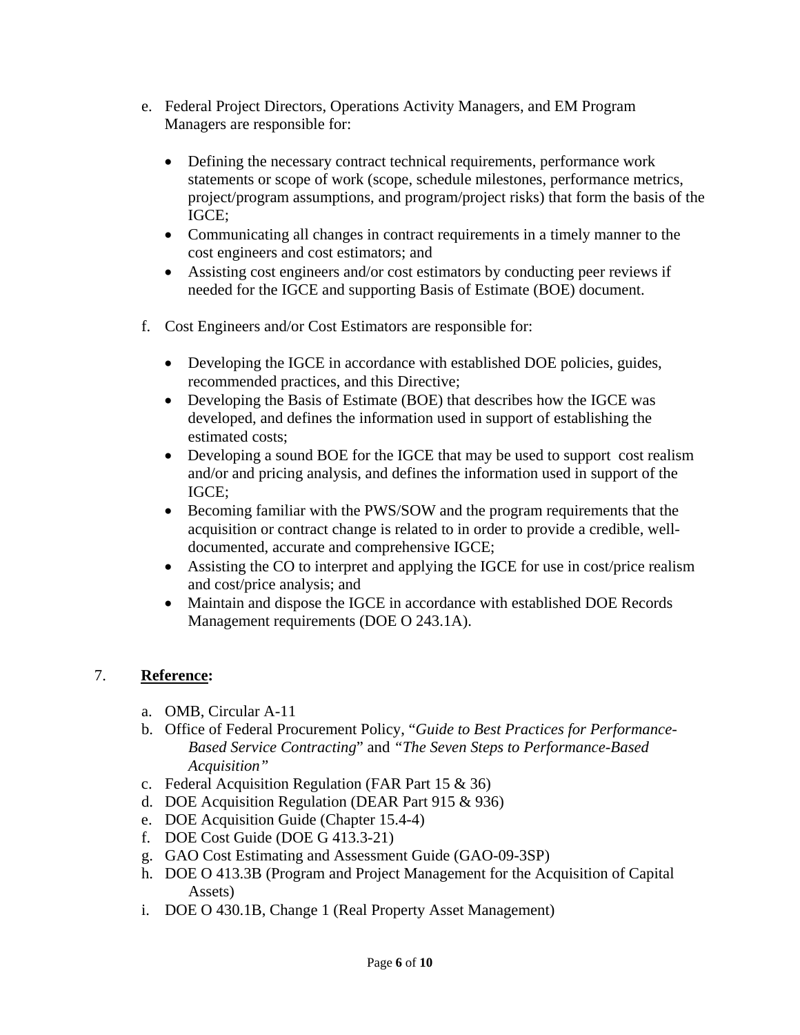e. Federal Project Directors, Operations Activity Managers, and EM Program Managers are responsible for:

   - Defining the necessary contract technical requirements, performance work statements or scope of work (scope, schedule milestones, performance metrics, project/program assumptions, and program/project risks) that form the basis of the IGCE;
   - Communicating all changes in contract requirements in a timely manner to the cost engineers and cost estimators; and
   - Assisting cost engineers and/or cost estimators by conducting peer reviews if needed for the IGCE and supporting Basis of Estimate (BOE) document.

f. Cost Engineers and/or Cost Estimators are responsible for:

   - Developing the IGCE in accordance with established DOE policies, guides, recommended practices, and this Directive;
   - Developing the Basis of Estimate (BOE) that describes how the IGCE was developed, and defines the information used in support of establishing the estimated costs;
   - Developing a sound BOE for the IGCE that may be used to support cost realism and/or and pricing analysis, and defines the information used in support of the IGCE;
   - Becoming familiar with the PWS/SOW and the program requirements that the acquisition or contract change is related to in order to provide a credible, well-documented, accurate and comprehensive IGCE;
   - Assisting the CO to interpret and applying the IGCE for use in cost/price realism and cost/price analysis; and
   - Maintain and dispose the IGCE in accordance with established DOE Records Management requirements (DOE O 243.1A).

## 7. **Reference:**

a. OMB, Circular A-11
b. Office of Federal Procurement Policy, "*Guide to Best Practices for Performance-Based Service Contracting*" and *"The Seven Steps to Performance-Based Acquisition"*
c. Federal Acquisition Regulation (FAR Part 15 & 36)
d. DOE Acquisition Regulation (DEAR Part 915 & 936)
e. DOE Acquisition Guide (Chapter 15.4-4)
f. DOE Cost Guide (DOE G 413.3-21)
g. GAO Cost Estimating and Assessment Guide (GAO-09-3SP)
h. DOE O 413.3B (Program and Project Management for the Acquisition of Capital Assets)
i. DOE O 430.1B, Change 1 (Real Property Asset Management)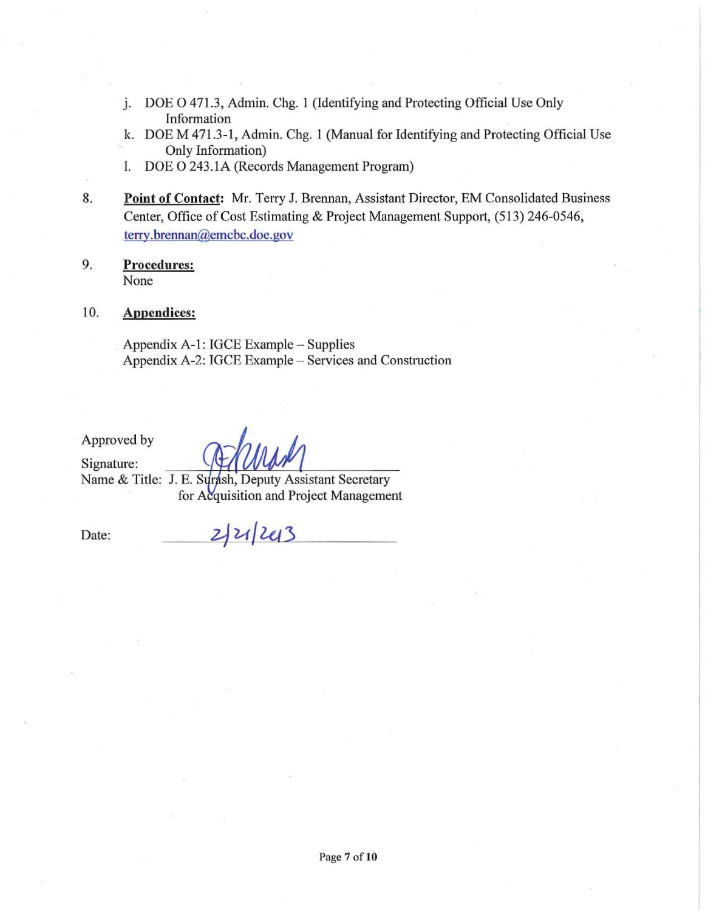j. DOE O 471.3, Admin. Chg. 1 (Identifying and Protecting Official Use Only Information
k. DOE M 471.3-1, Admin. Chg. 1 (Manual for Identifying and Protecting Official Use Only Information)
l. DOE O 243.1A (Records Management Program)

8. **Point of Contact:** Mr. Terry J. Brennan, Assistant Director, EM Consolidated Business Center, Office of Cost Estimating & Project Management Support, (513) 246-0546, terry.brennan@emcbc.doe.gov

9. **Procedures:**
None

10. **Appendices:**

Appendix A-1: IGCE Example – Supplies
Appendix A-2: IGCE Example – Services and Construction

Approved by

Signature:

Name & Title: J. E. Surash, Deputy Assistant Secretary for Acquisition and Project Management

Date: 2/21/2013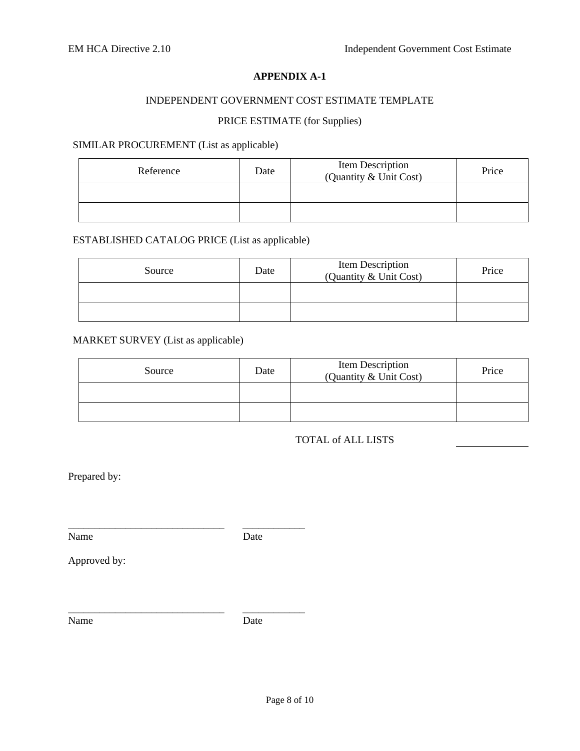# APPENDIX A-1

INDEPENDENT GOVERNMENT COST ESTIMATE TEMPLATE

PRICE ESTIMATE (for Supplies)

SIMILAR PROCUREMENT (List as applicable)

| Reference | Date | Item Description (Quantity & Unit Cost) | Price |
|---|---|---|---|
| | | | |
| | | | |

ESTABLISHED CATALOG PRICE (List as applicable)

| Source | Date | Item Description (Quantity & Unit Cost) | Price |
|---|---|---|---|
| | | | |
| | | | |

MARKET SURVEY (List as applicable)

| Source | Date | Item Description (Quantity & Unit Cost) | Price |
|---|---|---|---|
| | | | |
| | | | |

TOTAL of ALL LISTS ______________

Prepared by:

_______________________________ ____________
Name Date

Approved by:

_______________________________ ____________
Name Date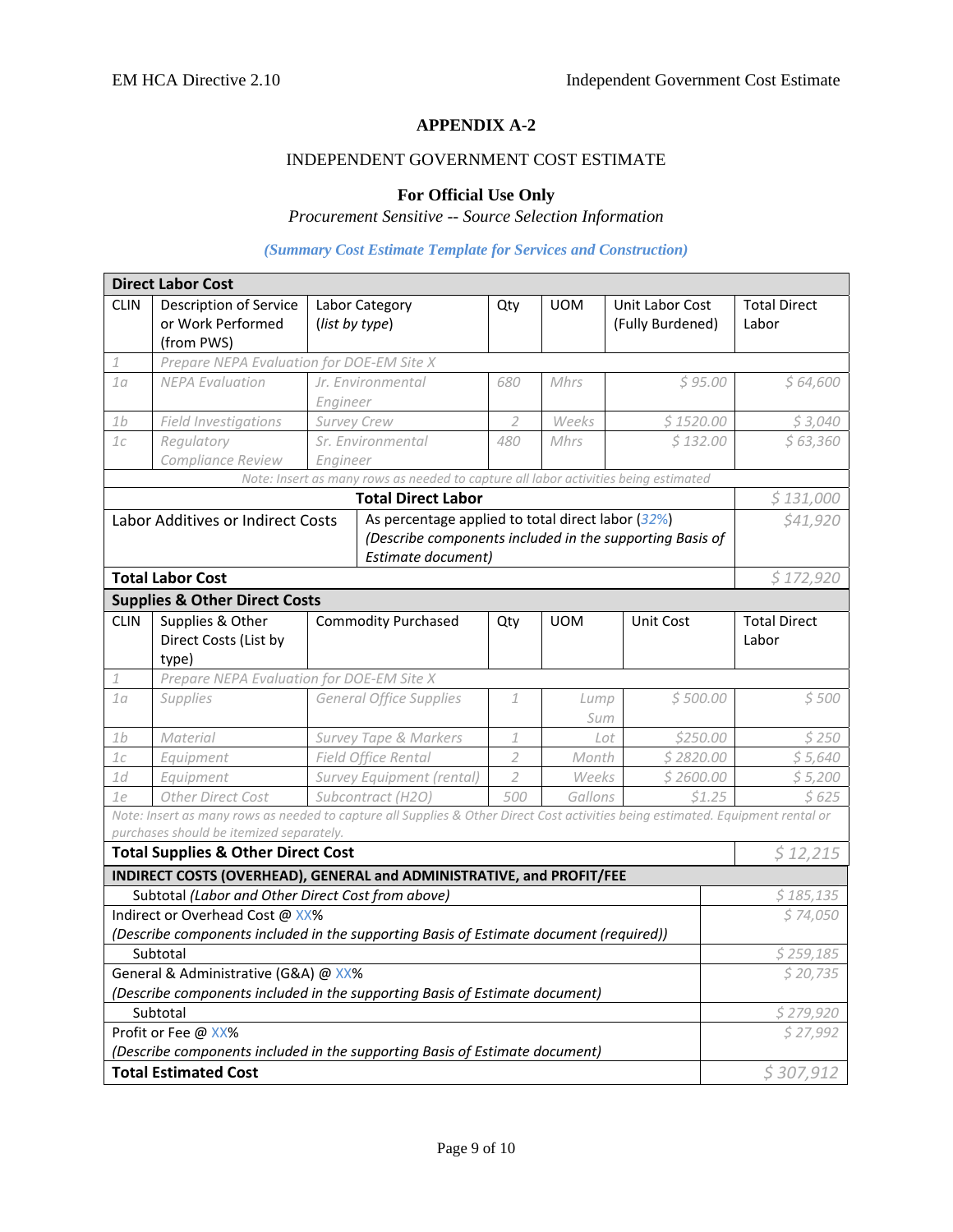## APPENDIX A-2

INDEPENDENT GOVERNMENT COST ESTIMATE

**For Official Use Only**

*Procurement Sensitive -- Source Selection Information*

*(Summary Cost Estimate Template for Services and Construction)*

| **Direct Labor Cost** | | | | | | |
|---|---|---|---|---|---|---|
| CLIN | Description of Service or Work Performed (from PWS) | Labor Category (*list by type*) | Qty | UOM | Unit Labor Cost (Fully Burdened) | Total Direct Labor |
| *1* | *Prepare NEPA Evaluation for DOE-EM Site X* | | | | | |
| *1a* | *NEPA Evaluation* | *Jr. Environmental Engineer* | *680* | *Mhrs* | *$ 95.00* | *$ 64,600* |
| *1b* | *Field Investigations* | *Survey Crew* | *2* | *Weeks* | *$ 1520.00* | *$ 3,040* |
| *1c* | *Regulatory Compliance Review* | *Sr. Environmental Engineer* | *480* | *Mhrs* | *$ 132.00* | *$ 63,360* |
| *Note: Insert as many rows as needed to capture all labor activities being estimated* | | | | | | |
| **Total Direct Labor** | | | | | | *$ 131,000* |
| Labor Additives or Indirect Costs | | As percentage applied to total direct labor (*32%*) *(Describe components included in the supporting Basis of Estimate document)* | | | | *$41,920* |
| **Total Labor Cost** | | | | | | *$ 172,920* |
| **Supplies & Other Direct Costs** | | | | | | |
| CLIN | Supplies & Other Direct Costs (List by type) | Commodity Purchased | Qty | UOM | Unit Cost | Total Direct Labor |
| *1* | *Prepare NEPA Evaluation for DOE-EM Site X* | | | | | |
| *1a* | *Supplies* | *General Office Supplies* | *1* | *Lump Sum* | *$ 500.00* | *$ 500* |
| *1b* | *Material* | *Survey Tape & Markers* | *1* | *Lot* | *$250.00* | *$ 250* |
| *1c* | *Equipment* | *Field Office Rental* | *2* | *Month* | *$ 2820.00* | *$ 5,640* |
| *1d* | *Equipment* | *Survey Equipment (rental)* | *2* | *Weeks* | *$ 2600.00* | *$ 5,200* |
| *1e* | *Other Direct Cost* | *Subcontract (H2O)* | *500* | *Gallons* | *$1.25* | *$ 625* |
| *Note: Insert as many rows as needed to capture all Supplies & Other Direct Cost activities being estimated. Equipment rental or purchases should be itemized separately.* | | | | | | |
| **Total Supplies & Other Direct Cost** | | | | | | *$ 12,215* |

| **INDIRECT COSTS (OVERHEAD), GENERAL and ADMINISTRATIVE, and PROFIT/FEE** | |
|---|---|
| Subtotal *(Labor and Other Direct Cost from above)* | *$ 185,135* |
| Indirect or Overhead Cost @ XX% *(Describe components included in the supporting Basis of Estimate document (required))* | *$ 74,050* |
| Subtotal | *$ 259,185* |
| General & Administrative (G&A) @ XX% *(Describe components included in the supporting Basis of Estimate document)* | *$ 20,735* |
| Subtotal | *$ 279,920* |
| Profit or Fee @ XX% *(Describe components included in the supporting Basis of Estimate document)* | *$ 27,992* |
| **Total Estimated Cost** | *$ 307,912* |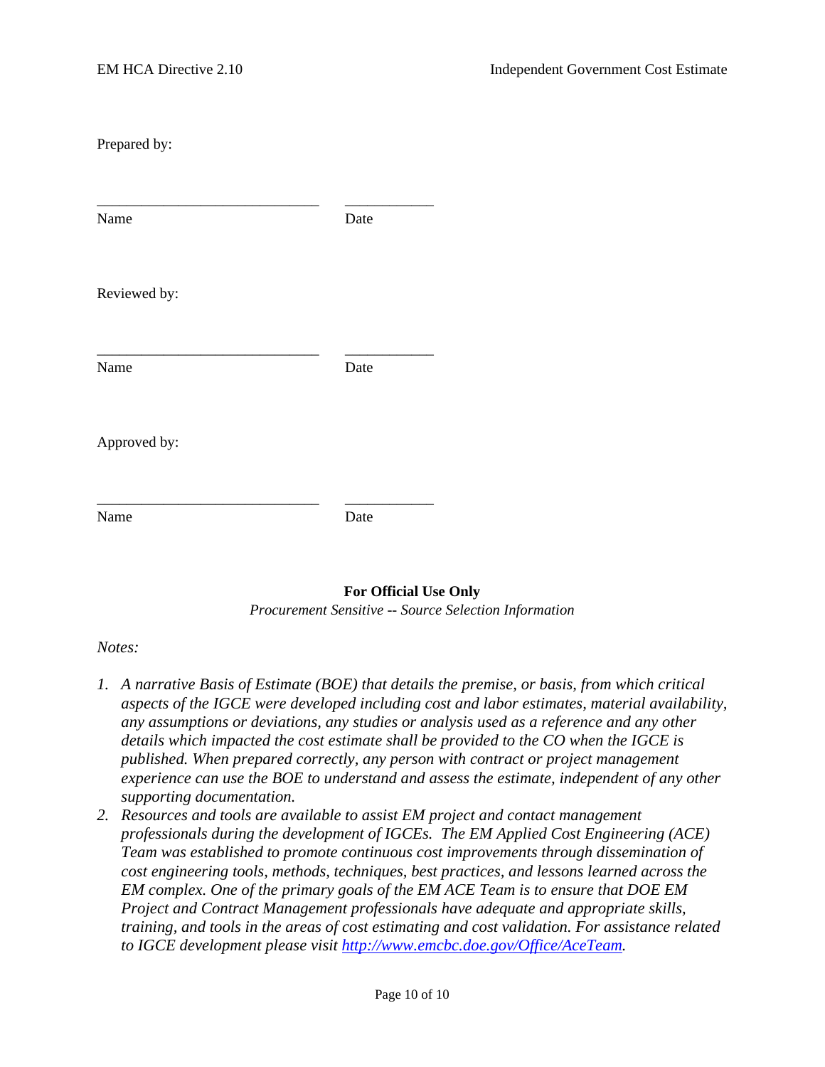Prepared by:

\_\_\_\_\_\_\_\_\_\_\_\_\_\_\_\_\_\_\_\_\_\_\_\_\_\_\_\_\_\_ \_\_\_\_\_\_\_\_\_\_\_\_

Name Date

Reviewed by:

\_\_\_\_\_\_\_\_\_\_\_\_\_\_\_\_\_\_\_\_\_\_\_\_\_\_\_\_\_\_ \_\_\_\_\_\_\_\_\_\_\_\_

Name Date

Approved by:

\_\_\_\_\_\_\_\_\_\_\_\_\_\_\_\_\_\_\_\_\_\_\_\_\_\_\_\_\_\_ \_\_\_\_\_\_\_\_\_\_\_\_

Name Date

**For Official Use Only**

*Procurement Sensitive -- Source Selection Information*

*Notes:*

1. *A narrative Basis of Estimate (BOE) that details the premise, or basis, from which critical aspects of the IGCE were developed including cost and labor estimates, material availability, any assumptions or deviations, any studies or analysis used as a reference and any other details which impacted the cost estimate shall be provided to the CO when the IGCE is published. When prepared correctly, any person with contract or project management experience can use the BOE to understand and assess the estimate, independent of any other supporting documentation.*
2. *Resources and tools are available to assist EM project and contact management professionals during the development of IGCEs. The EM Applied Cost Engineering (ACE) Team was established to promote continuous cost improvements through dissemination of cost engineering tools, methods, techniques, best practices, and lessons learned across the EM complex. One of the primary goals of the EM ACE Team is to ensure that DOE EM Project and Contract Management professionals have adequate and appropriate skills, training, and tools in the areas of cost estimating and cost validation. For assistance related to IGCE development please visit [http://www.emcbc.doe.gov/Office/AceTeam](http://www.emcbc.doe.gov/Office/AceTeam).*